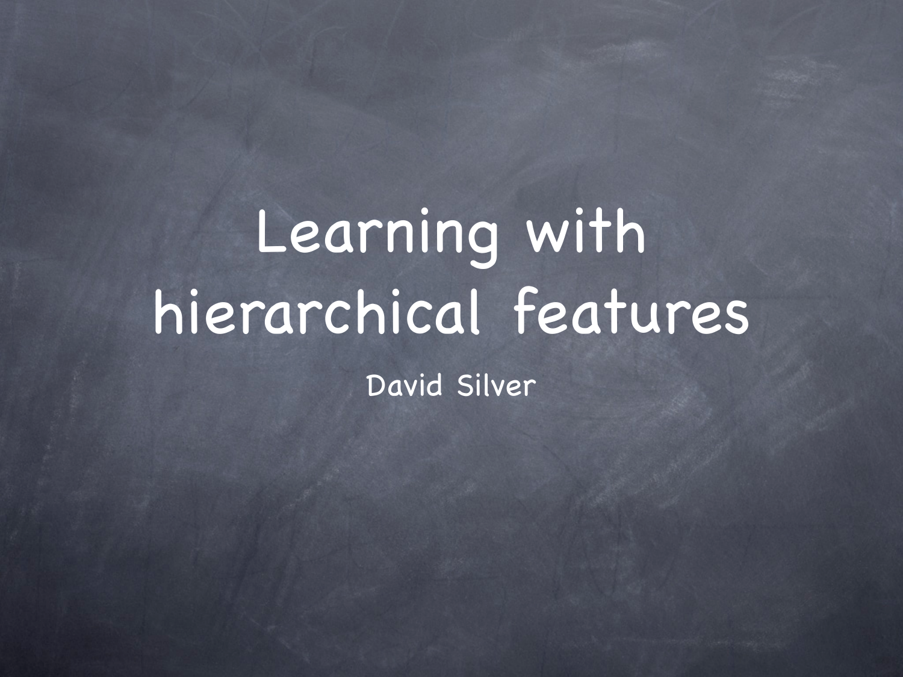# Learning with hierarchical features

David Silver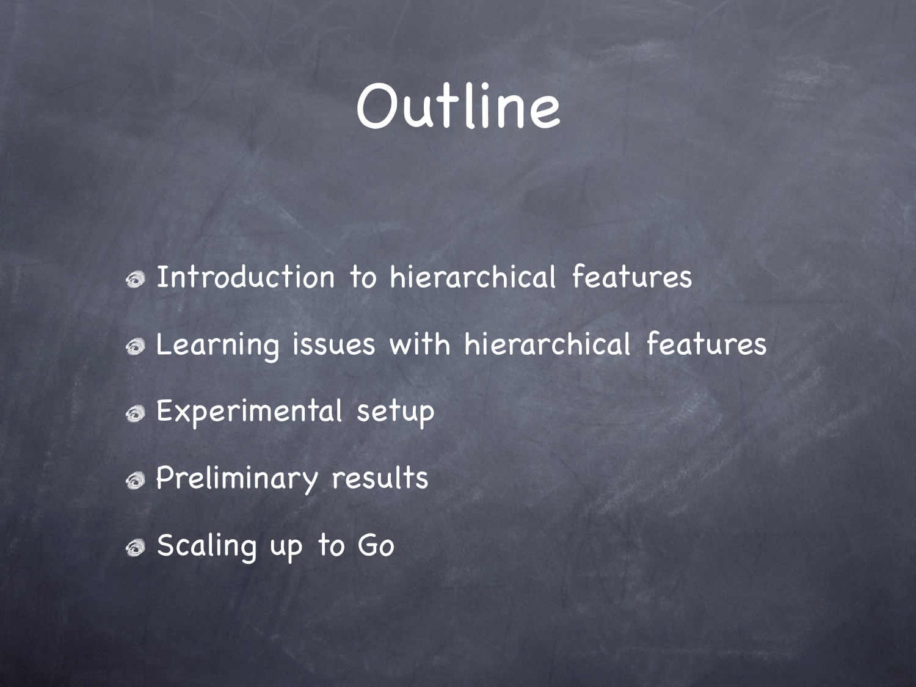# Outline

- Introduction to hierarchical features
- Learning issues with hierarchical features
- Experimental setup
- Preliminary results
- Scaling up to Go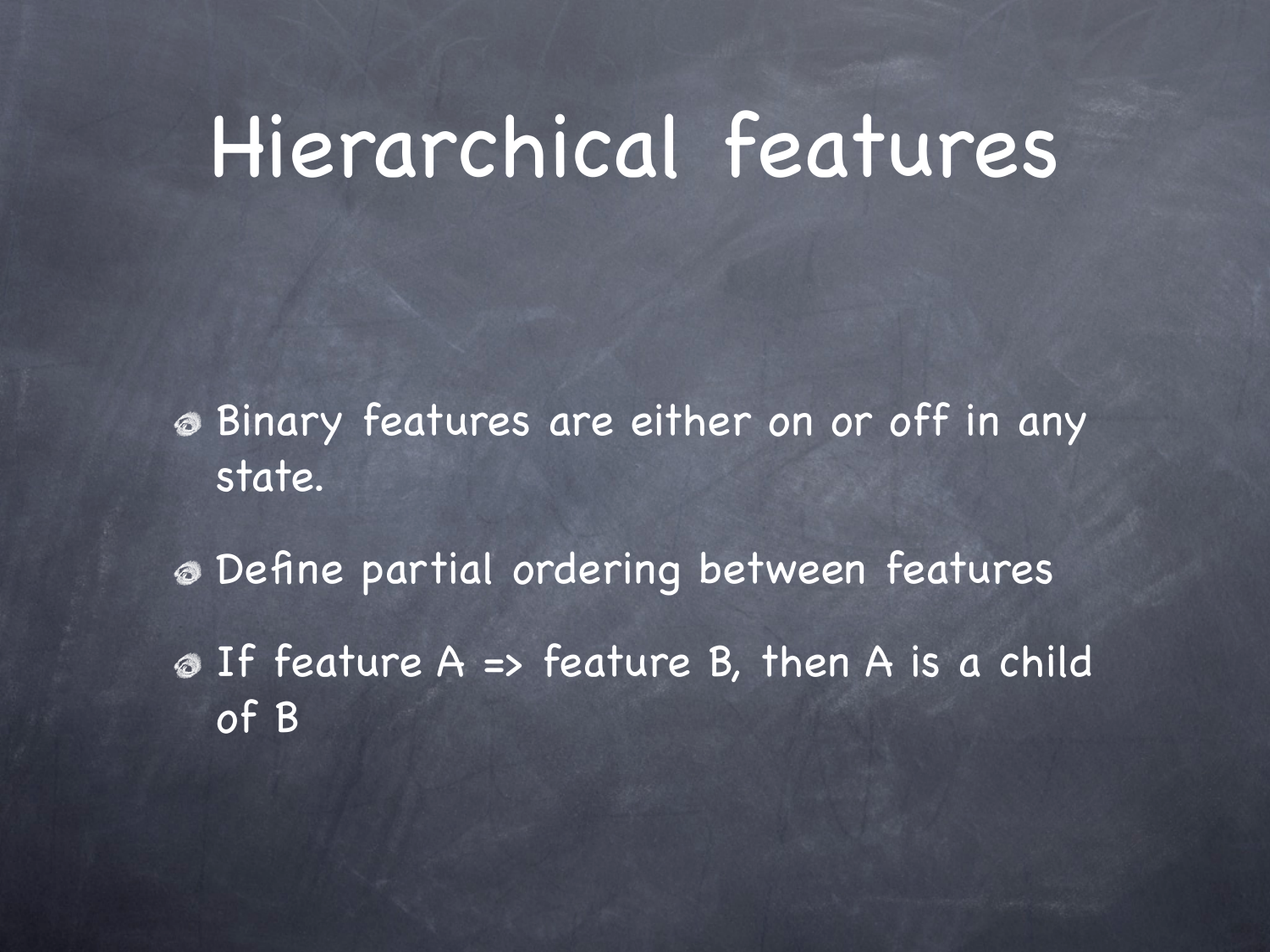# Hierarchical features

- Binary features are either on or off in any state.
- Define partial ordering between features
- If feature A => feature B, then A is a child of B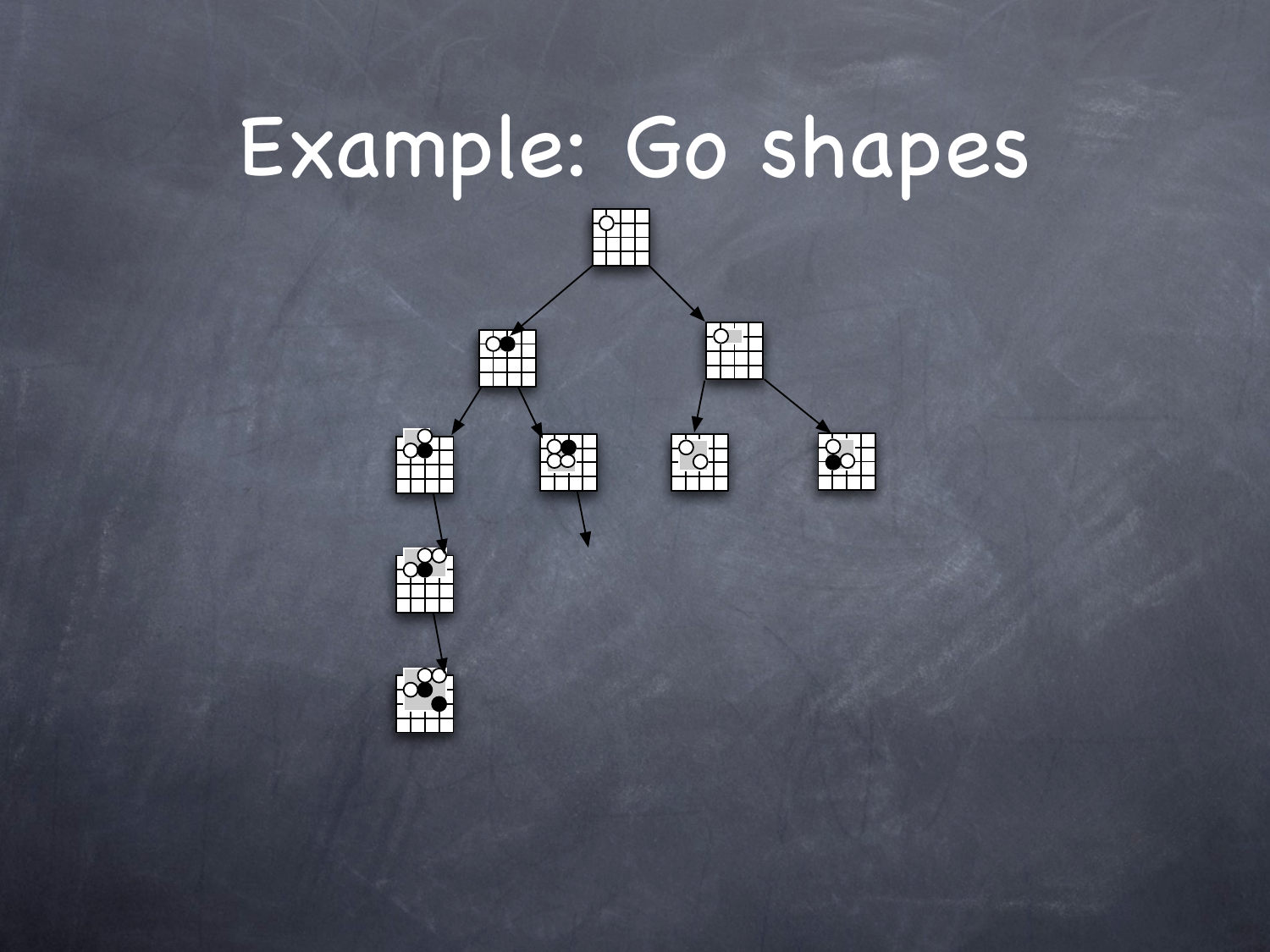# Example: Go shapes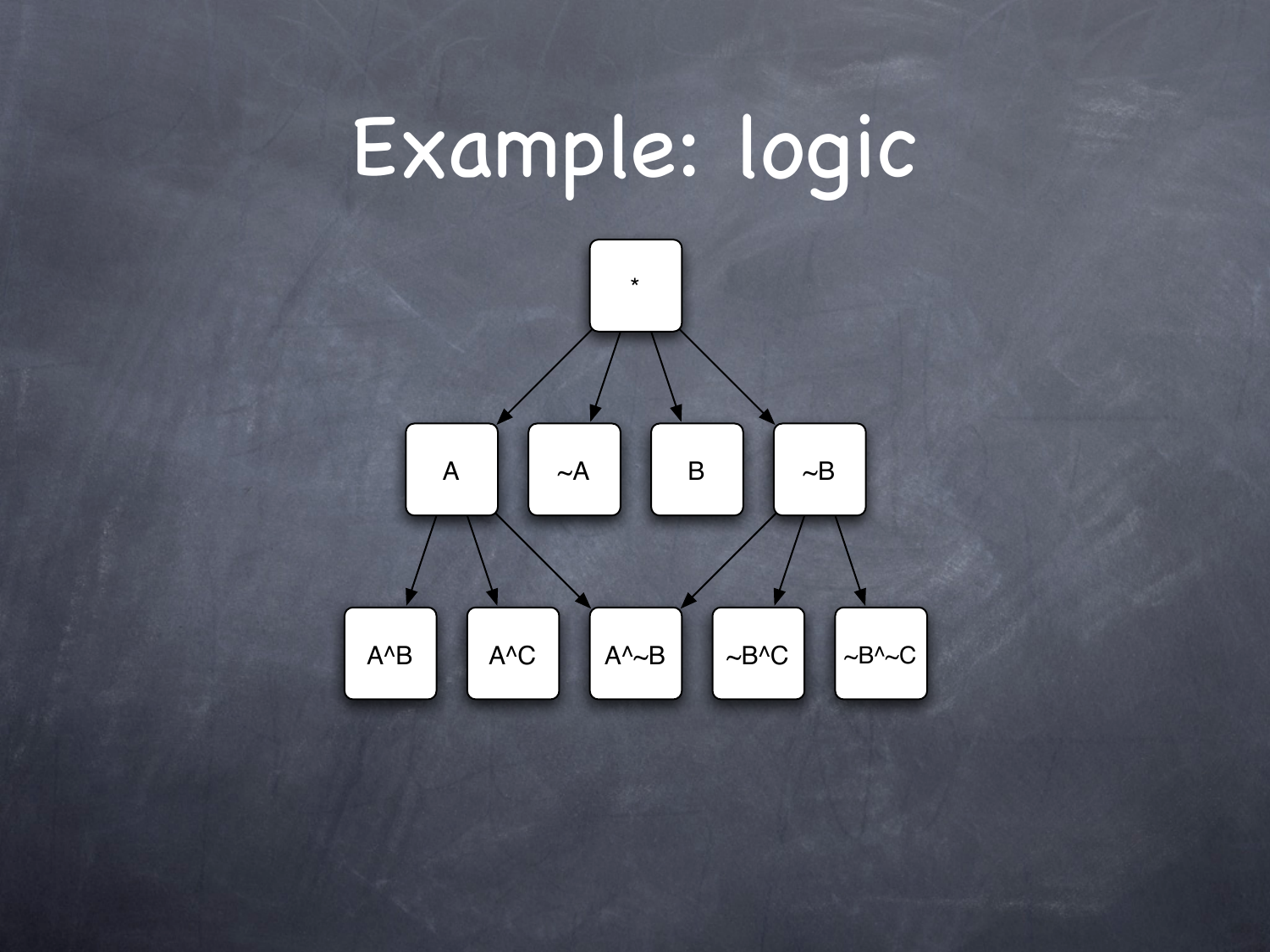# Example: logic

*

A ~A B ~B

A^B A^C A^~B ~B^C ~B^~C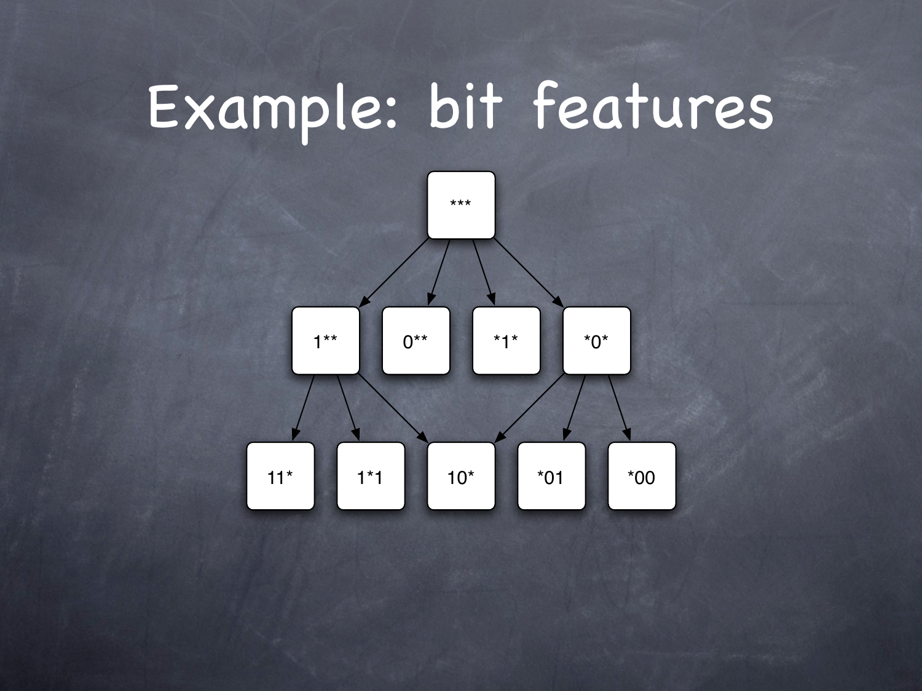# Example: bit features

***

1** 0** *1* *0*

11* 1*1 10* *01 *00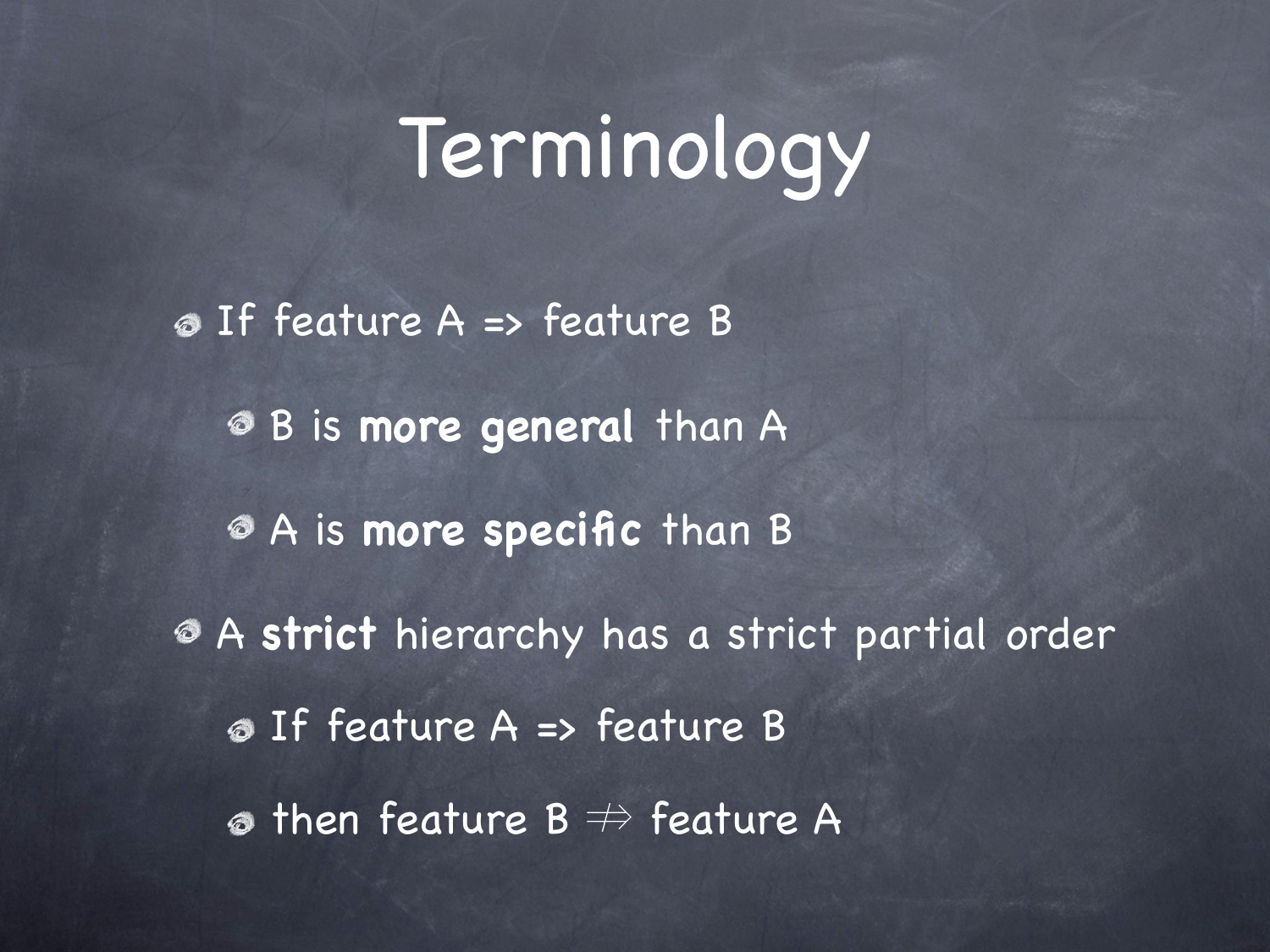# Terminology

- If feature A => feature B
  - B is **more general** than A
  - A is **more specific** than B
- A **strict** hierarchy has a strict partial order
  - If feature A => feature B
  - then feature B $\not\Rightarrow$ feature A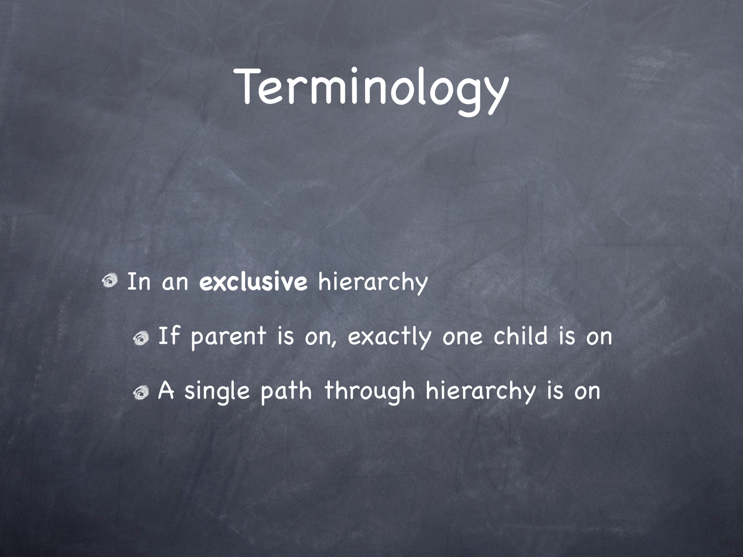# Terminology

- In an **exclusive** hierarchy
  - If parent is on, exactly one child is on
  - A single path through hierarchy is on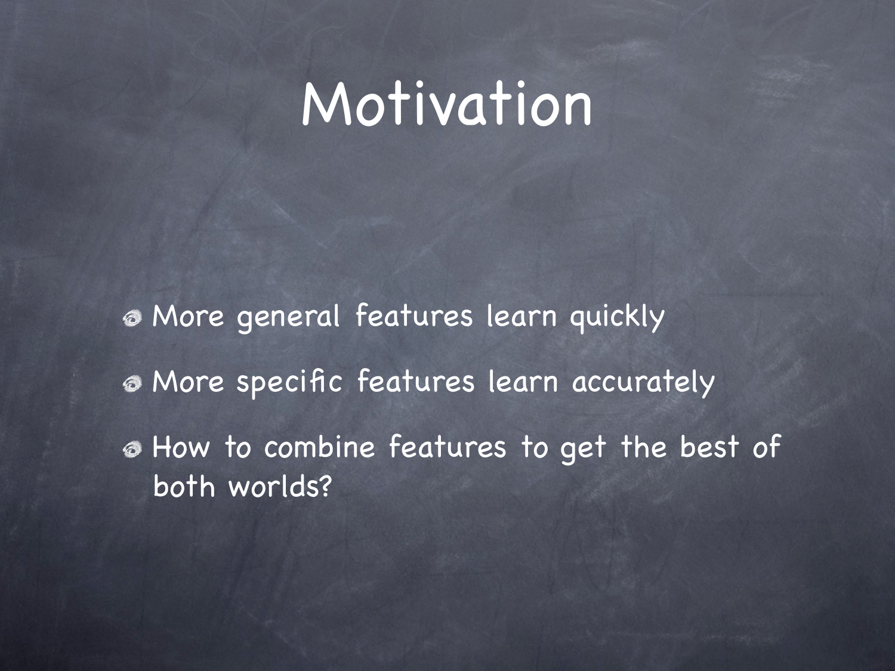# Motivation

- More general features learn quickly
- More specific features learn accurately
- How to combine features to get the best of both worlds?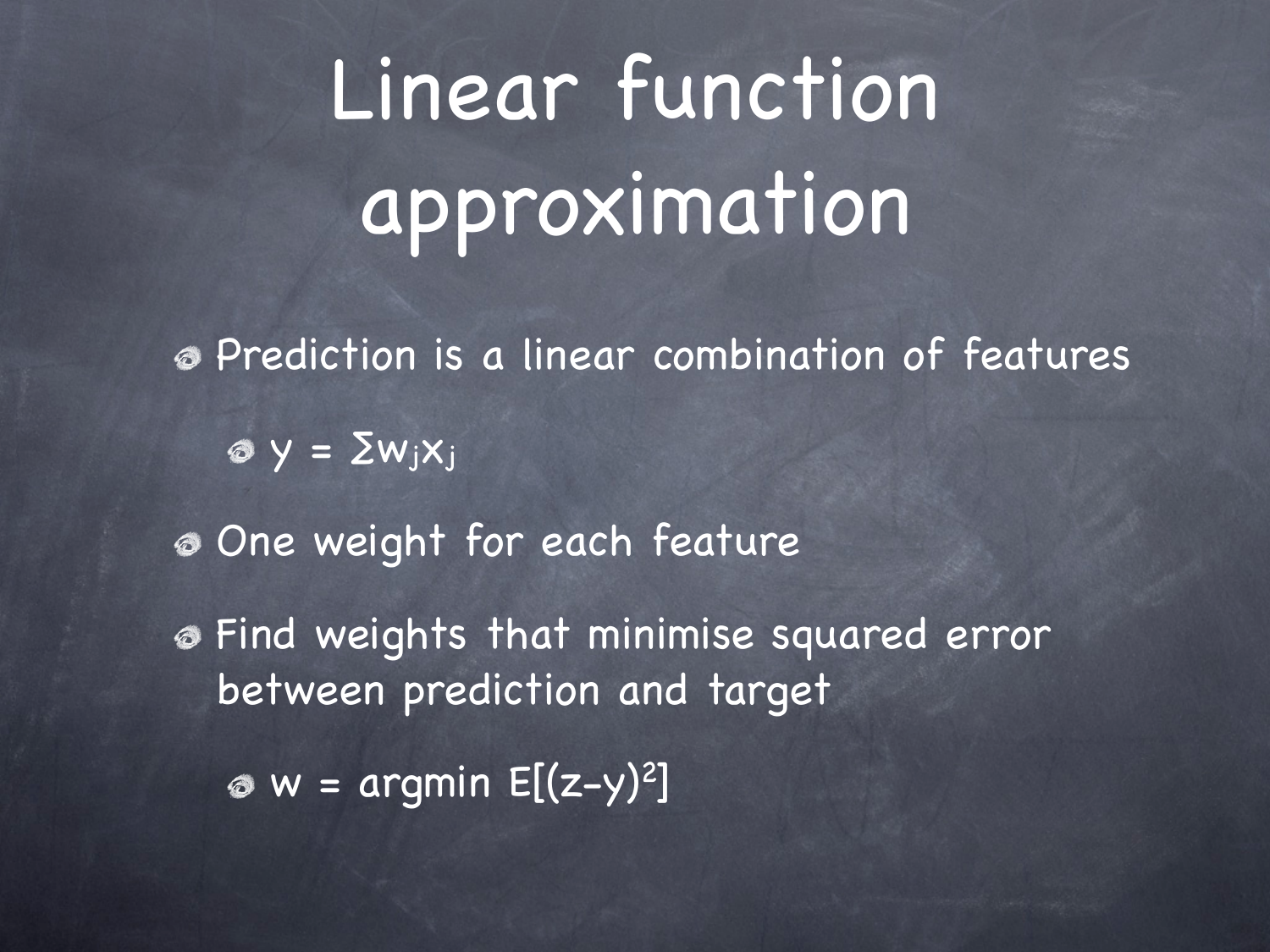# Linear function approximation

- Prediction is a linear combination of features
  - $y = \sum w_j x_j$
- One weight for each feature
- Find weights that minimise squared error between prediction and target
  - $w = \text{argmin } E[(z-y)^2]$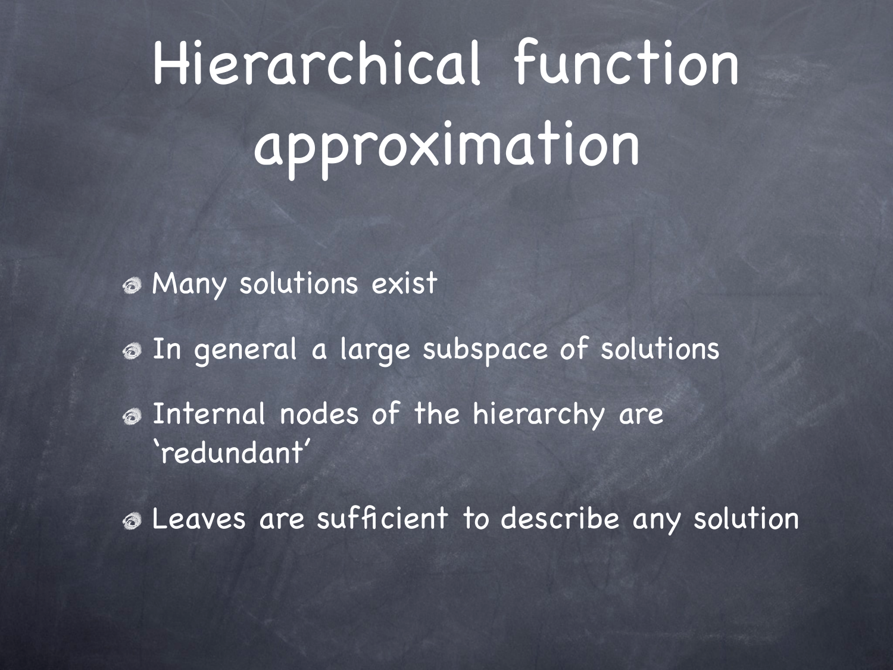# Hierarchical function approximation

- Many solutions exist
- In general a large subspace of solutions
- Internal nodes of the hierarchy are 'redundant'
- Leaves are sufficient to describe any solution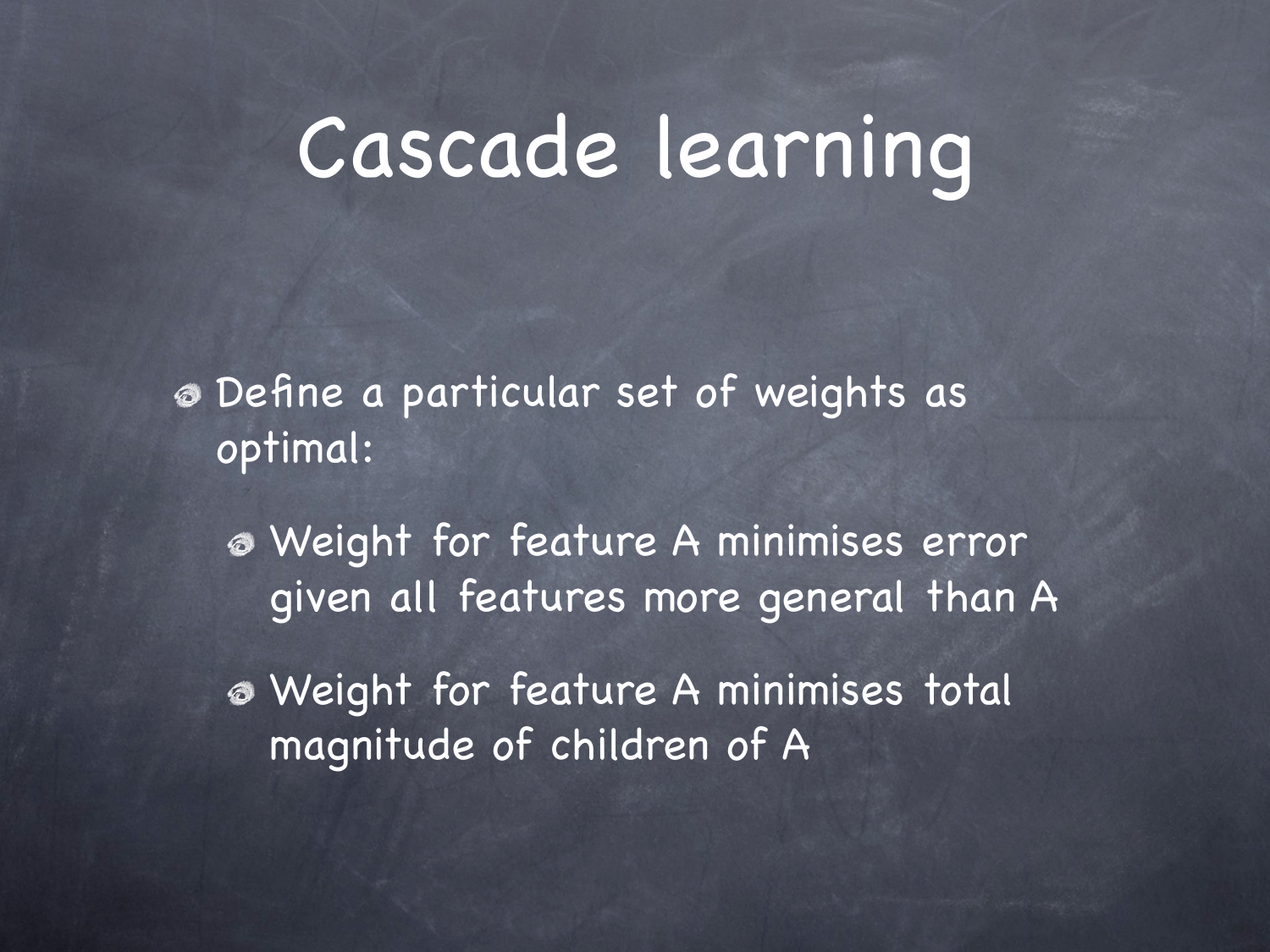# Cascade learning

- Define a particular set of weights as optimal:
  - Weight for feature A minimises error given all features more general than A
  - Weight for feature A minimises total magnitude of children of A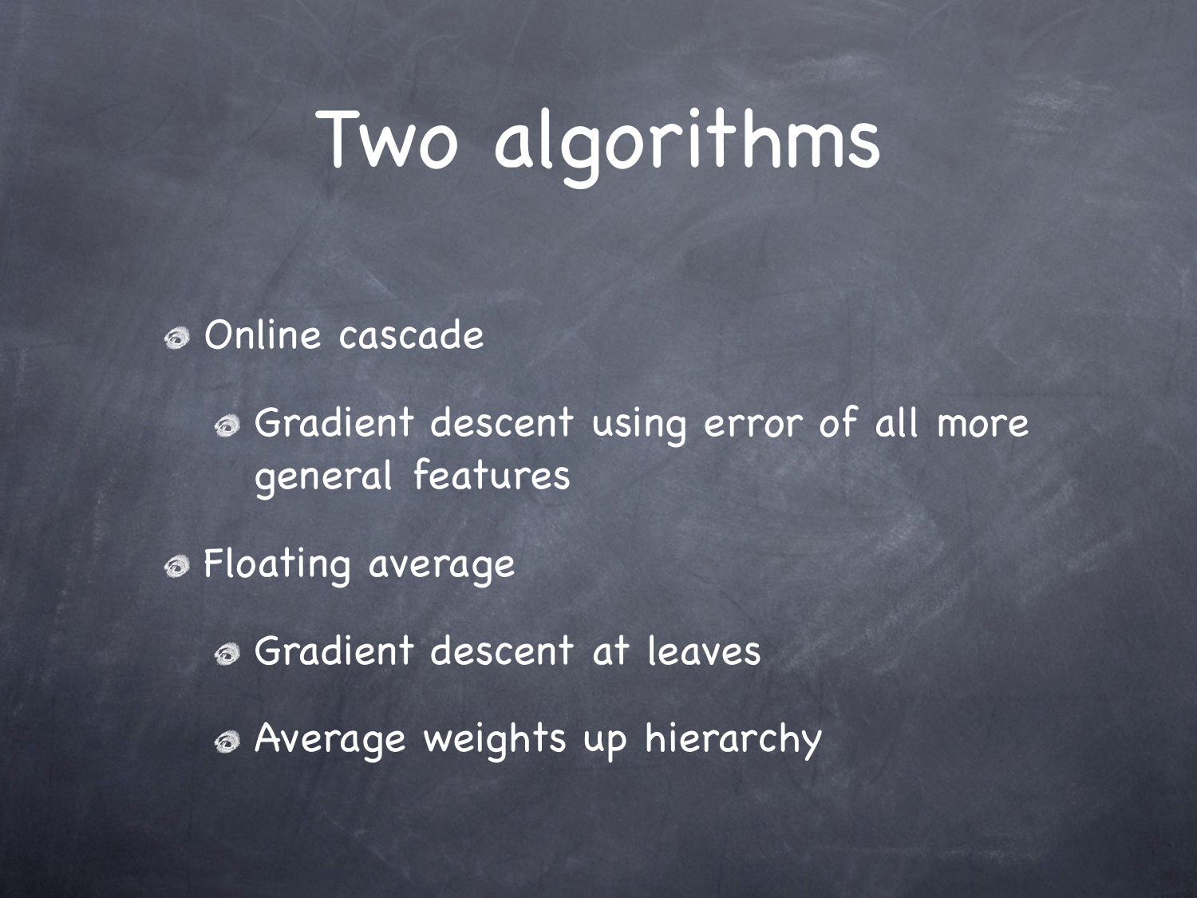# Two algorithms

- Online cascade
  - Gradient descent using error of all more general features
- Floating average
  - Gradient descent at leaves
  - Average weights up hierarchy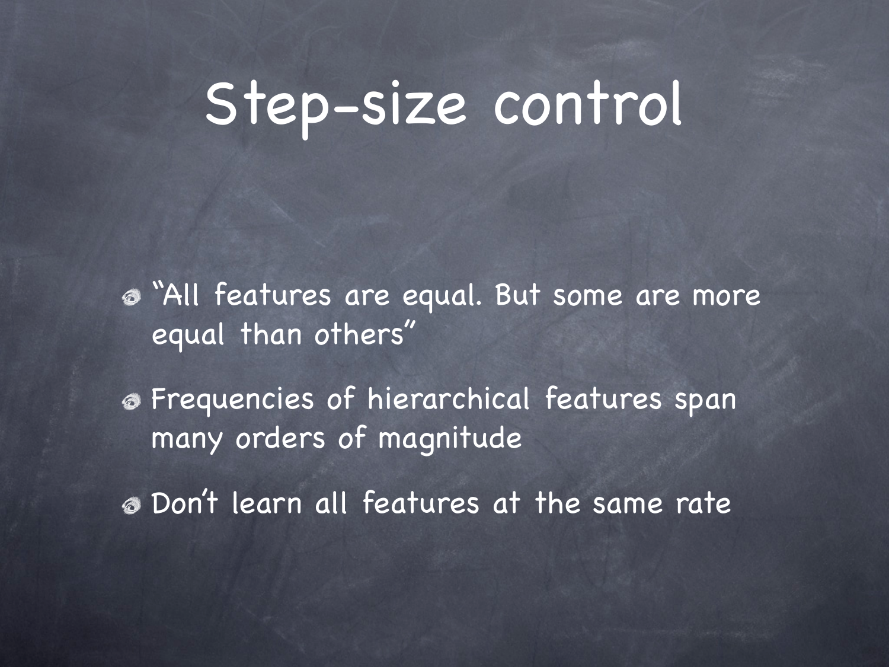# Step-size control

- “All features are equal. But some are more equal than others”
- Frequencies of hierarchical features span many orders of magnitude
- Don’t learn all features at the same rate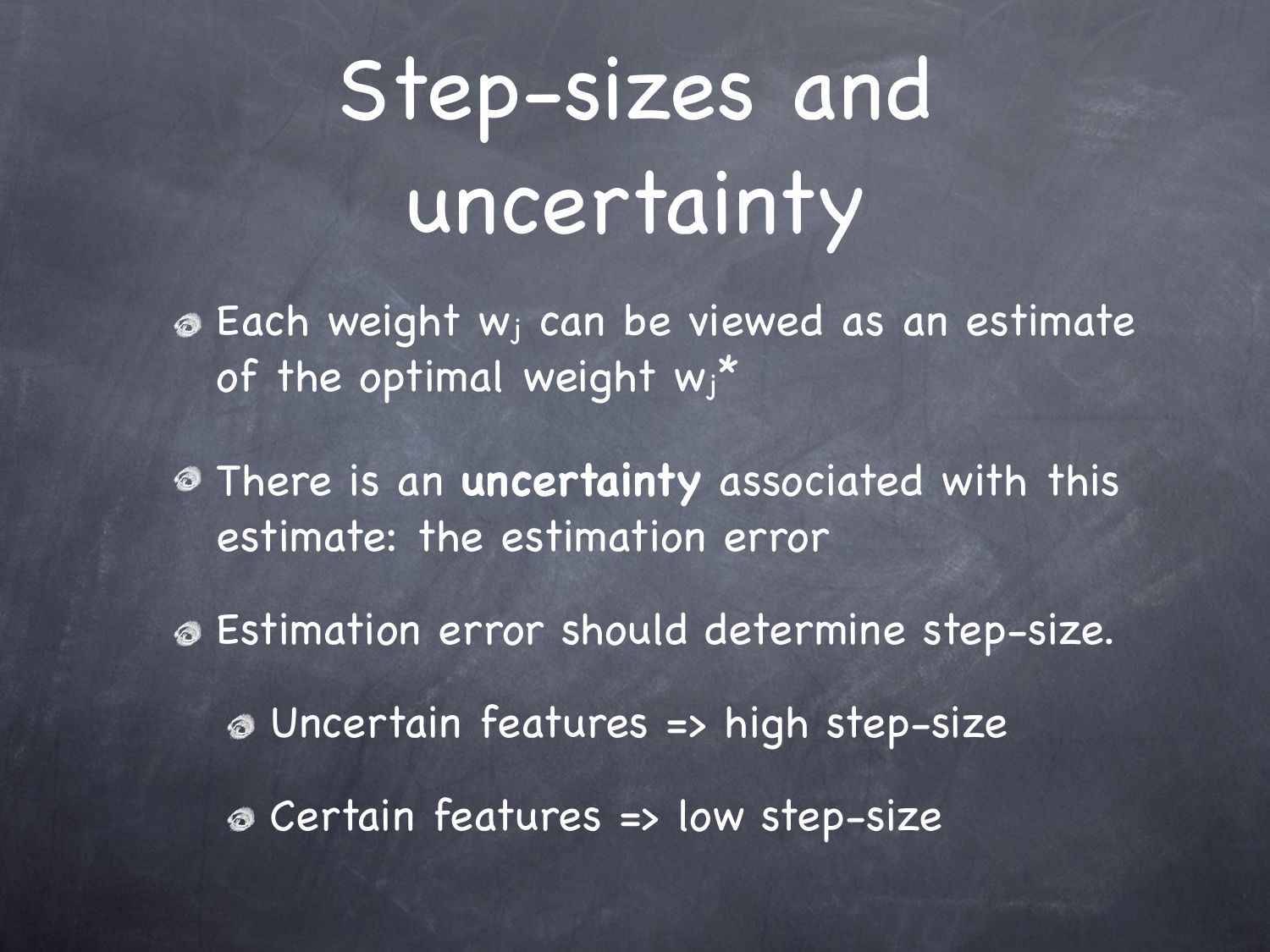# Step-sizes and uncertainty

- Each weight $w_j$ can be viewed as an estimate of the optimal weight $w_j^*$
- There is an **uncertainty** associated with this estimate: the estimation error
- Estimation error should determine step-size.
  - Uncertain features => high step-size
  - Certain features => low step-size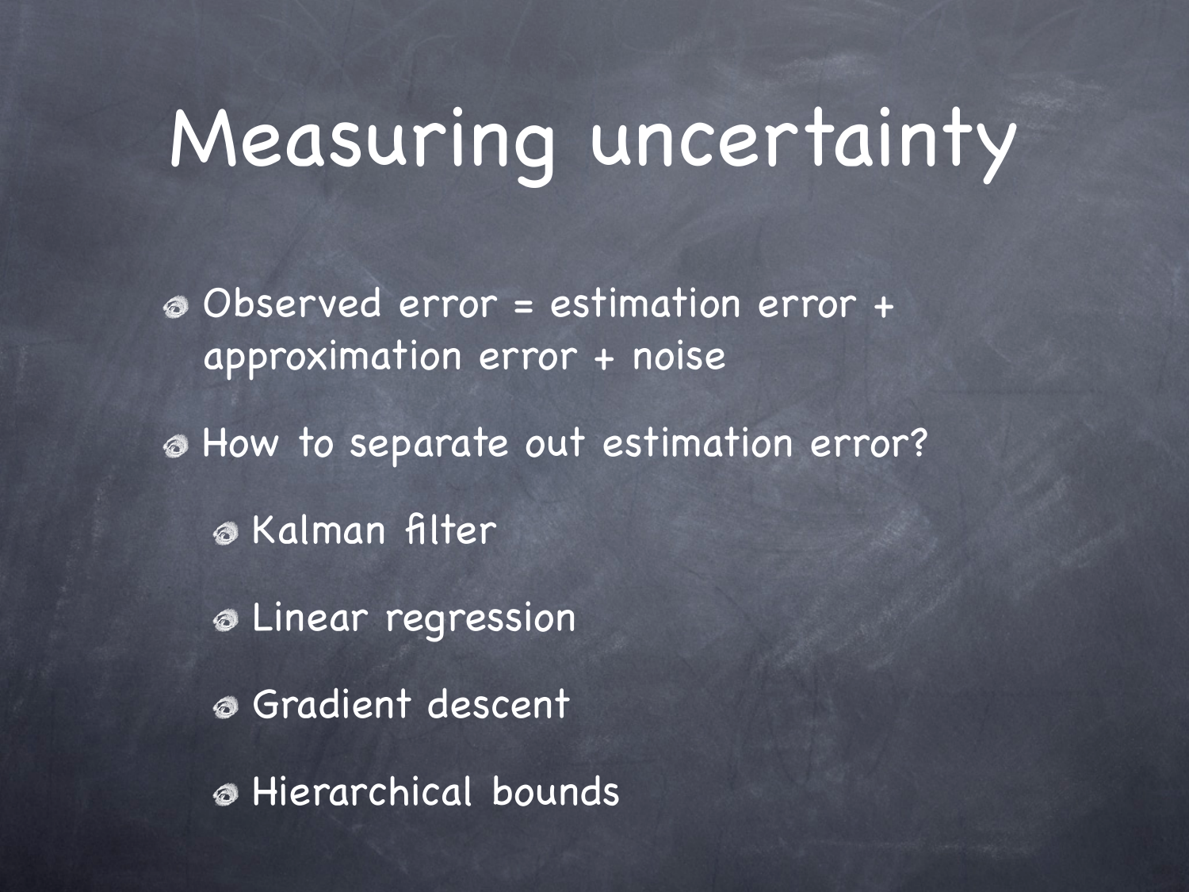# Measuring uncertainty

- Observed error = estimation error + approximation error + noise
- How to separate out estimation error?
  - Kalman filter
  - Linear regression
  - Gradient descent
  - Hierarchical bounds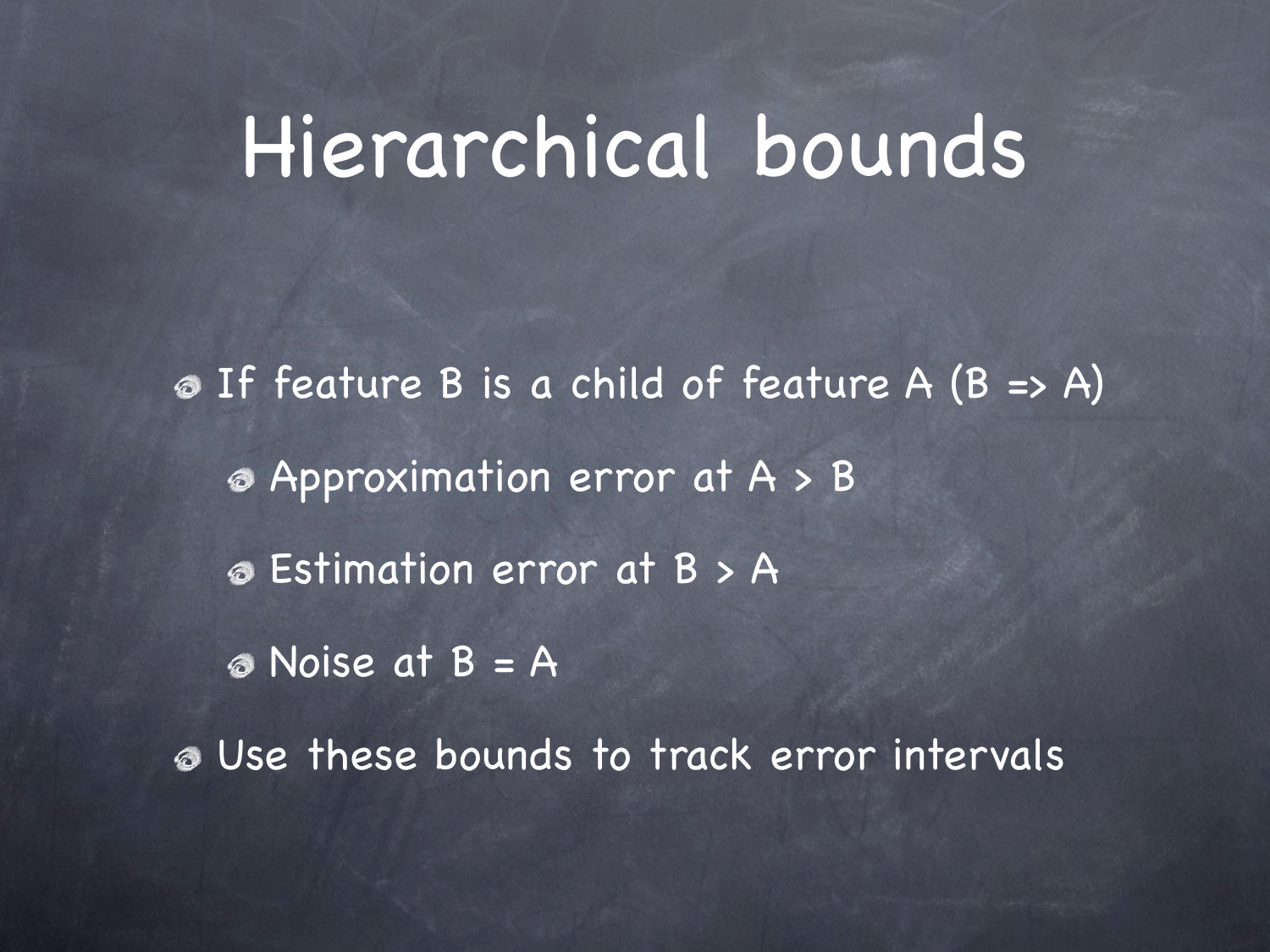# Hierarchical bounds

- If feature B is a child of feature A (B => A)
  - Approximation error at A > B
  - Estimation error at B > A
  - Noise at B = A
- Use these bounds to track error intervals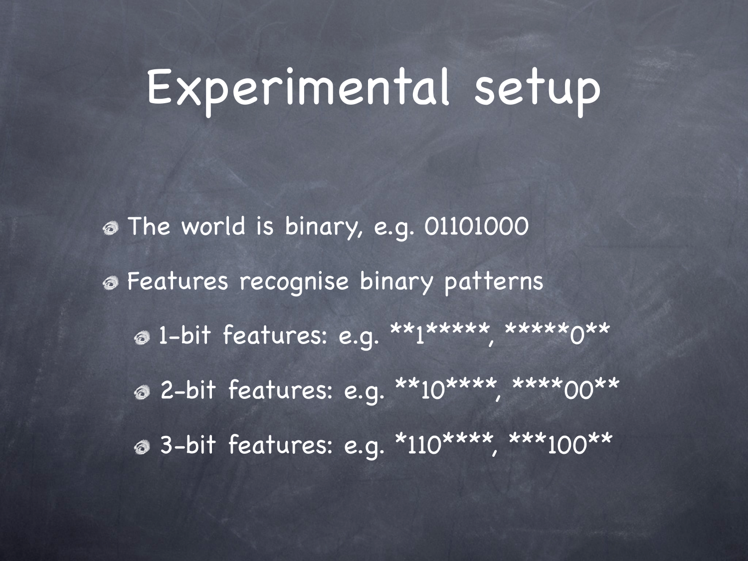# Experimental setup

- The world is binary, e.g. 01101000
- Features recognise binary patterns
  - 1-bit features: e.g. **1*****, *****0**
  - 2-bit features: e.g. **10****, ****00**
  - 3-bit features: e.g. *110****, ***100**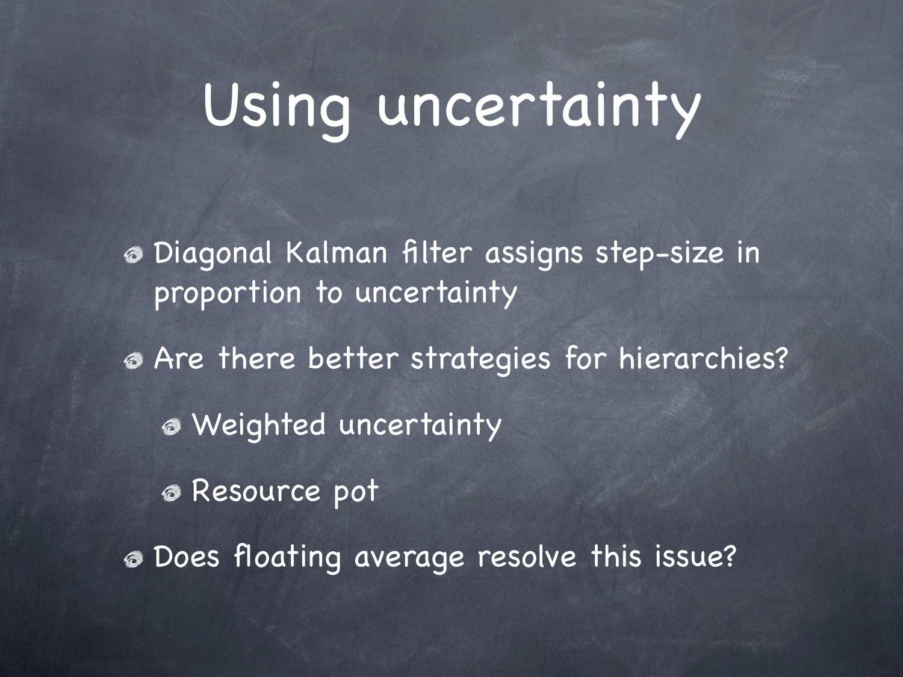# Using uncertainty

- Diagonal Kalman filter assigns step-size in proportion to uncertainty
- Are there better strategies for hierarchies?
  - Weighted uncertainty
  - Resource pot
- Does floating average resolve this issue?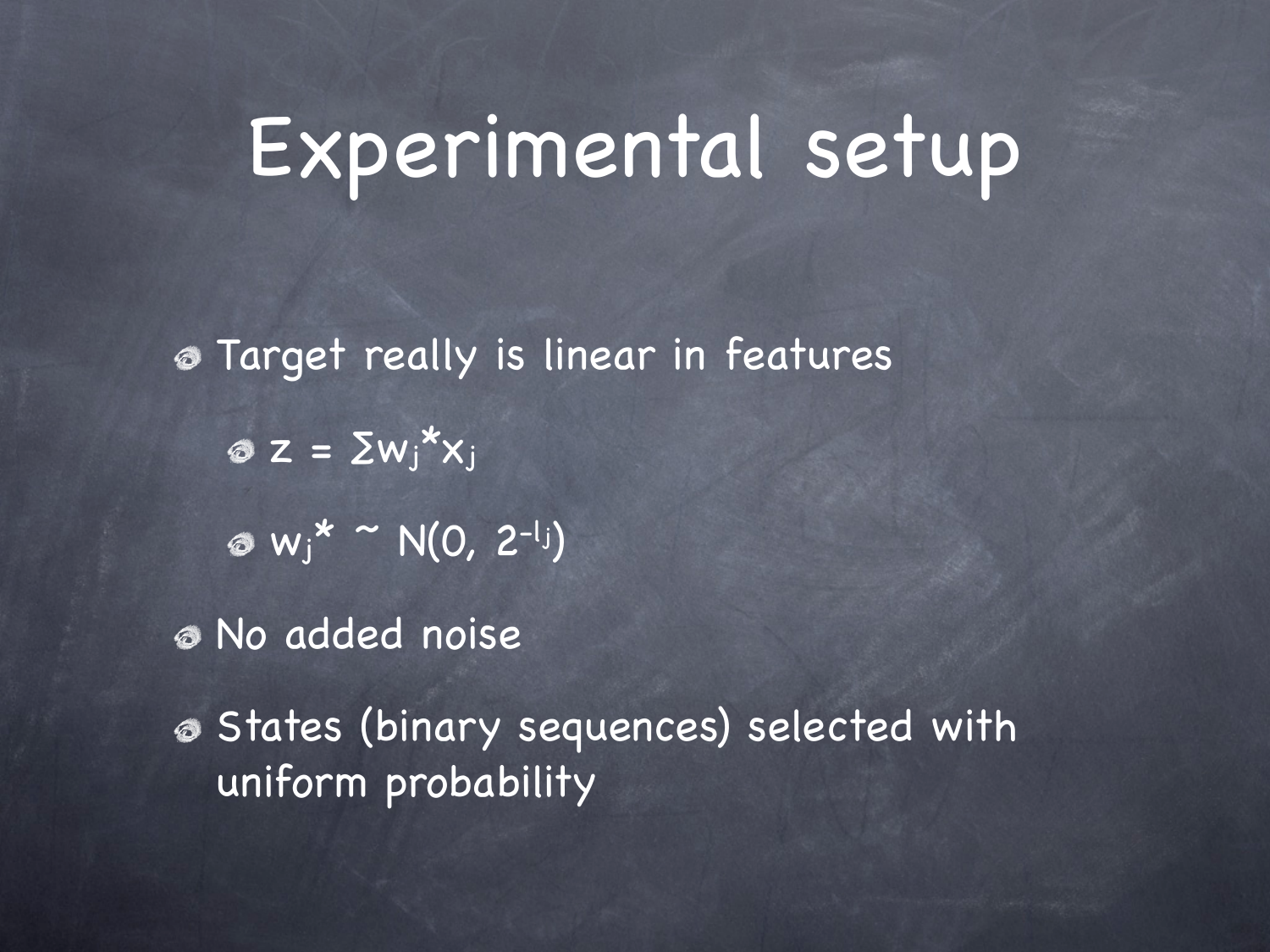# Experimental setup

- Target really is linear in features
  - $z = \Sigma w_j^* x_j$
  - $w_j^* \sim N(0, 2^{-l_j})$
- No added noise
- States (binary sequences) selected with uniform probability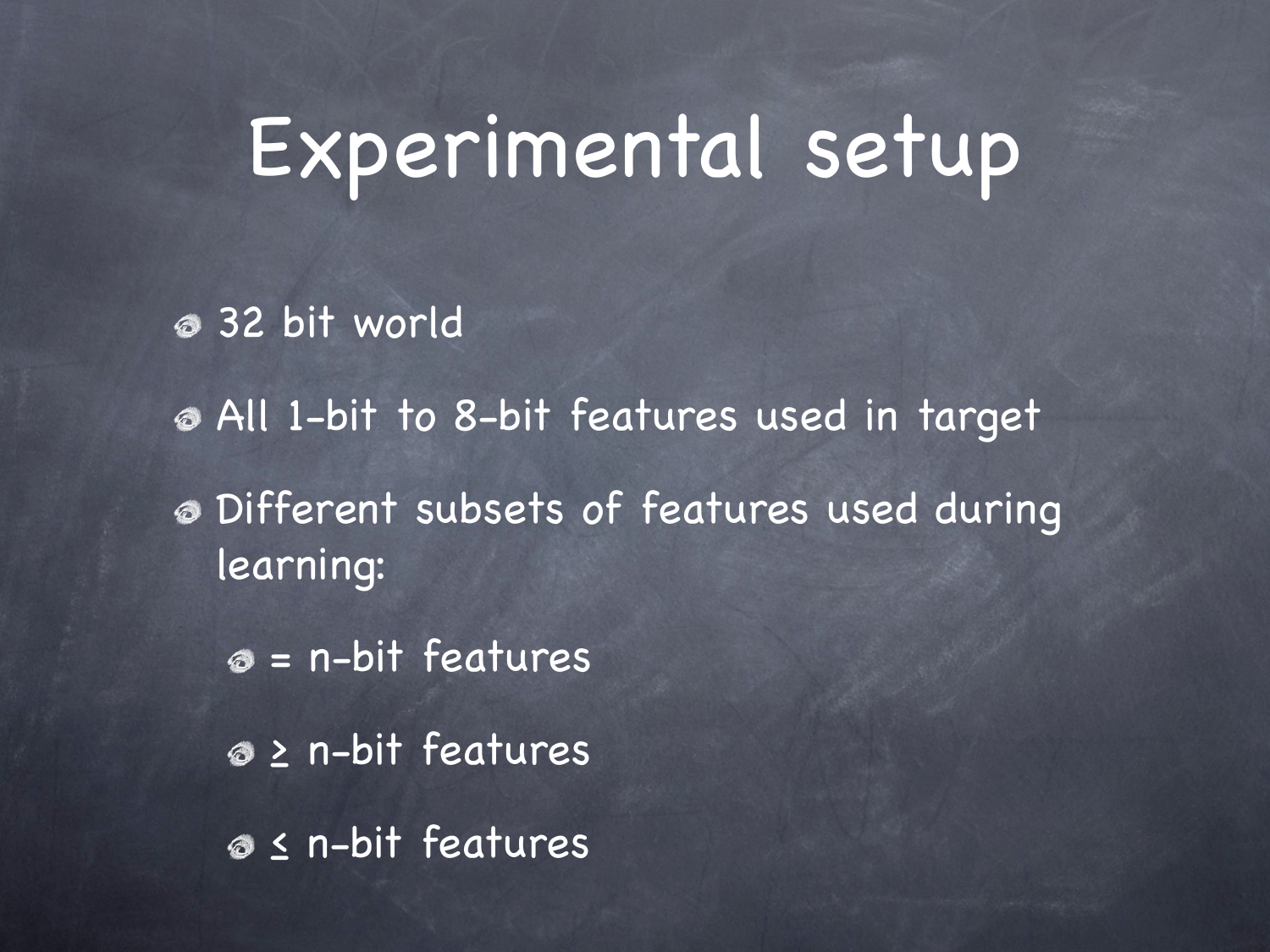# Experimental setup

- 32 bit world
- All 1-bit to 8-bit features used in target
- Different subsets of features used during learning:
  - = n-bit features
  - ≥ n-bit features
  - ≤ n-bit features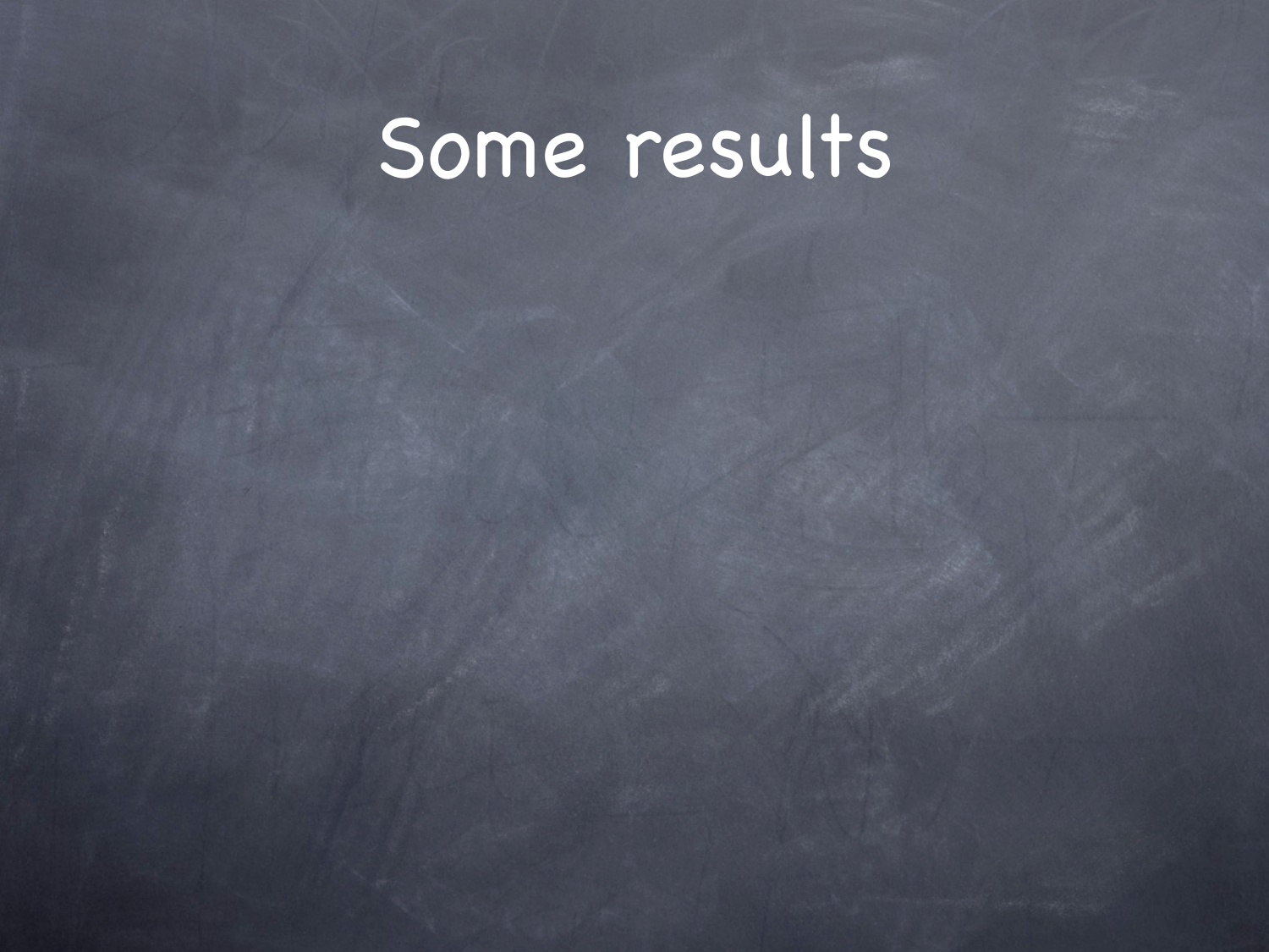# Some results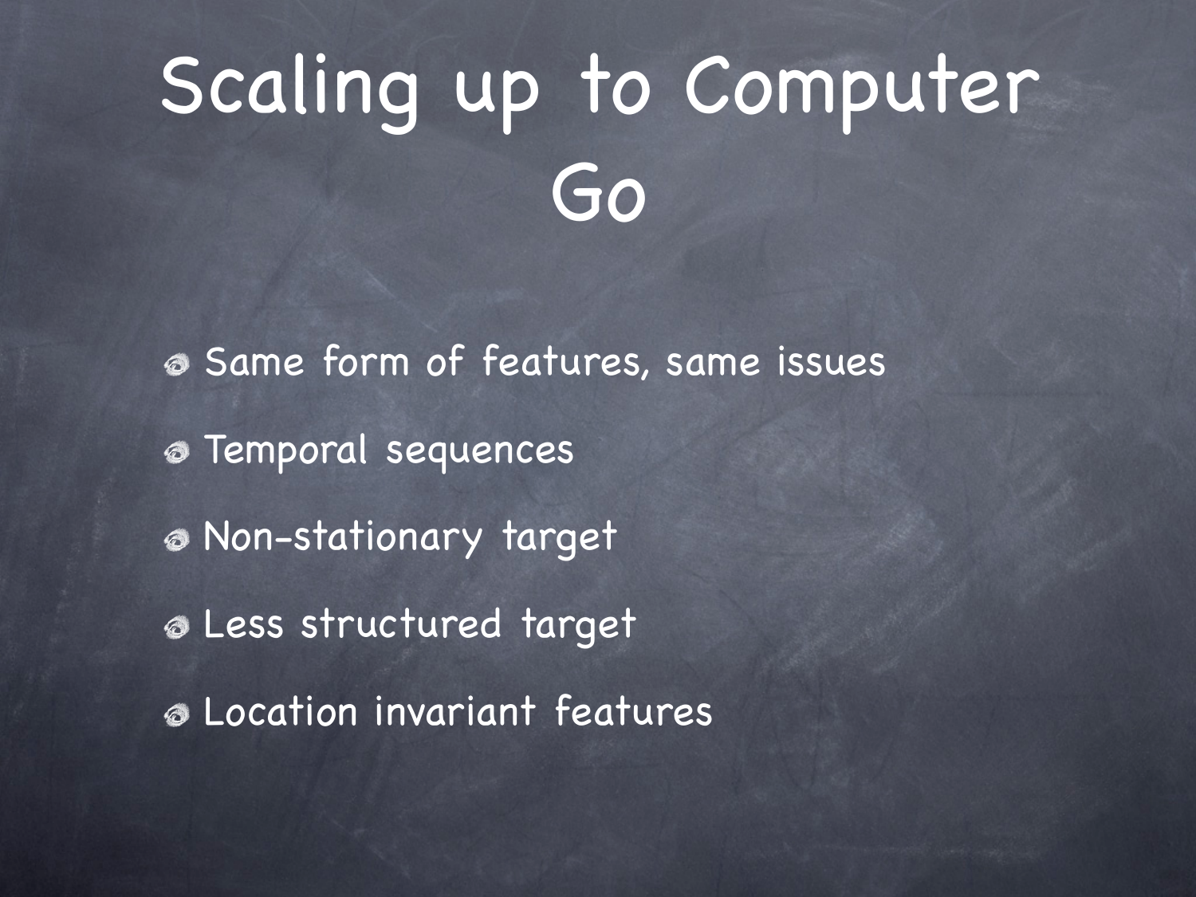# Scaling up to Computer Go

- Same form of features, same issues
- Temporal sequences
- Non-stationary target
- Less structured target
- Location invariant features